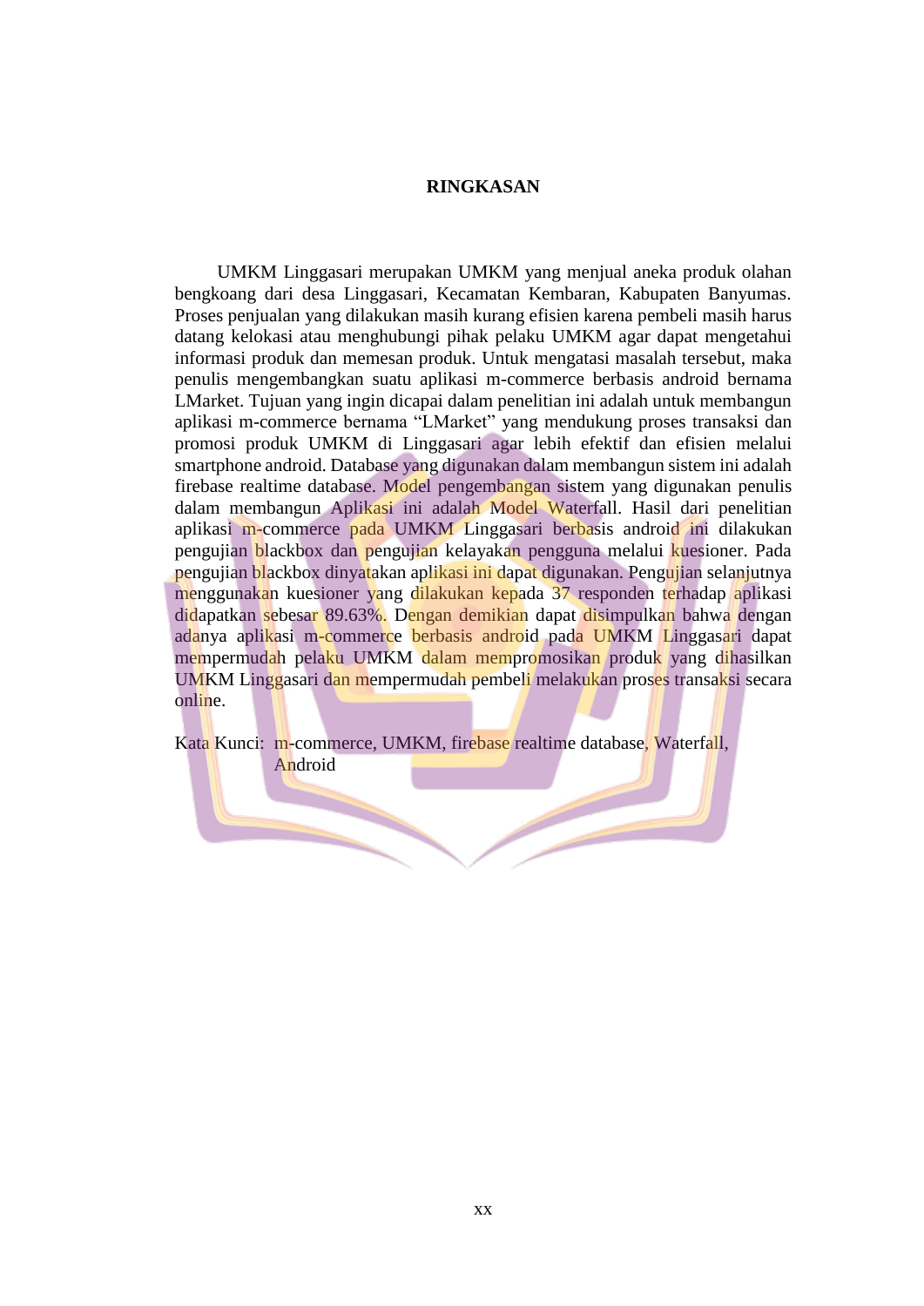# RINGKASAN

UMKM Linggasari merupakan UMKM yang menjual aneka produk olahan bengkoang dari desa Linggasari, Kecamatan Kembaran, Kabupaten Banyumas. Proses penjualan yang dilakukan masih kurang efisien karena pembeli masih harus datang kelokasi atau menghubungi pihak pelaku UMKM agar dapat mengetahui informasi produk dan memesan produk. Untuk mengatasi masalah tersebut, maka penulis mengembangkan suatu aplikasi m-commerce berbasis android bernama LMarket. Tujuan yang ingin dicapai dalam penelitian ini adalah untuk membangun aplikasi m-commerce bernama "LMarket" yang mendukung proses transaksi dan promosi produk UMKM di Linggasari agar lebih efektif dan efisien melalui smartphone android. Database yang digunakan dalam membangun sistem ini adalah firebase realtime database. Model pengembangan sistem yang digunakan penulis dalam membangun Aplikasi ini adalah Model Waterfall. Hasil dari penelitian aplikasi m-commerce pada UMKM Linggasari berbasis android ini dilakukan pengujian blackbox dan pengujian kelayakan pengguna melalui kuesioner. Pada pengujian blackbox dinyatakan aplikasi ini dapat digunakan. Pengujian selanjutnya menggunakan kuesioner yang dilakukan kepada 37 responden terhadap aplikasi didapatkan sebesar 89.63%. Dengan demikian dapat disimpulkan bahwa dengan adanya aplikasi m-commerce berbasis android pada UMKM Linggasari dapat mempermudah pelaku UMKM dalam mempromosikan produk yang dihasilkan UMKM Linggasari dan mempermudah pembeli melakukan proses transaksi secara online.

Kata Kunci: m-commerce, UMKM, firebase realtime database, Waterfall, Android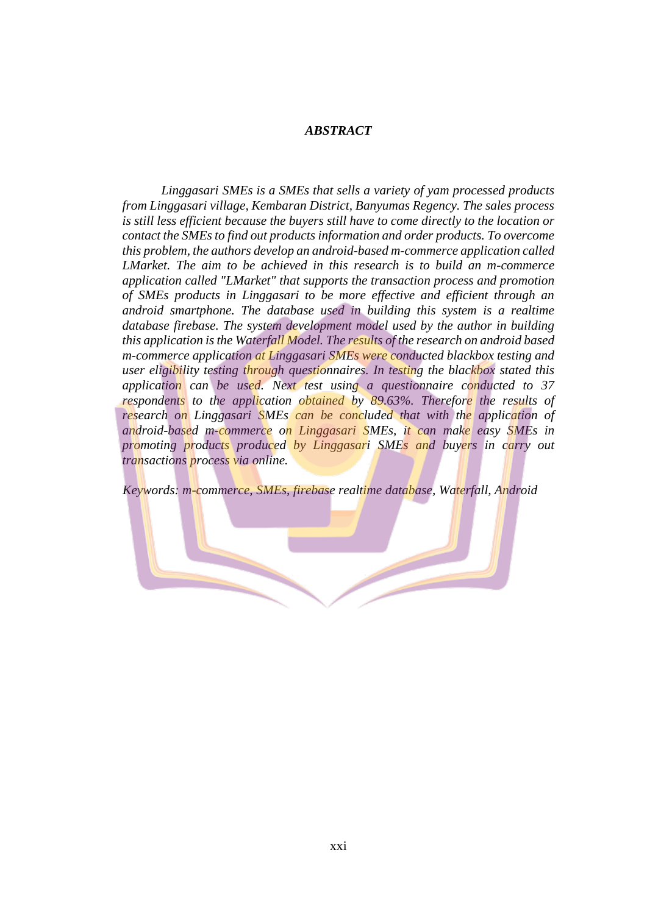# *ABSTRACT*

*Linggasari SMEs is a SMEs that sells a variety of yam processed products from Linggasari village, Kembaran District, Banyumas Regency. The sales process is still less efficient because the buyers still have to come directly to the location or contact the SMEs to find out products information and order products. To overcome this problem, the authors develop an android-based m-commerce application called LMarket. The aim to be achieved in this research is to build an m-commerce application called "LMarket" that supports the transaction process and promotion of SMEs products in Linggasari to be more effective and efficient through an android smartphone. The database used in building this system is a realtime database firebase. The system development model used by the author in building this application is the Waterfall Model. The results of the research on android based m-commerce application at Linggasari SMEs were conducted blackbox testing and user eligibility testing through questionnaires. In testing the blackbox stated this application can be used. Next test using a questionnaire conducted to 37 respondents to the application obtained by 89.63%. Therefore the results of research on Linggasari SMEs can be concluded that with the application of android-based m-commerce on Linggasari SMEs, it can make easy SMEs in promoting products produced by Linggasari SMEs and buyers in carry out transactions process via online.*

*Keywords: m-commerce, SMEs, firebase realtime database, Waterfall, Android*